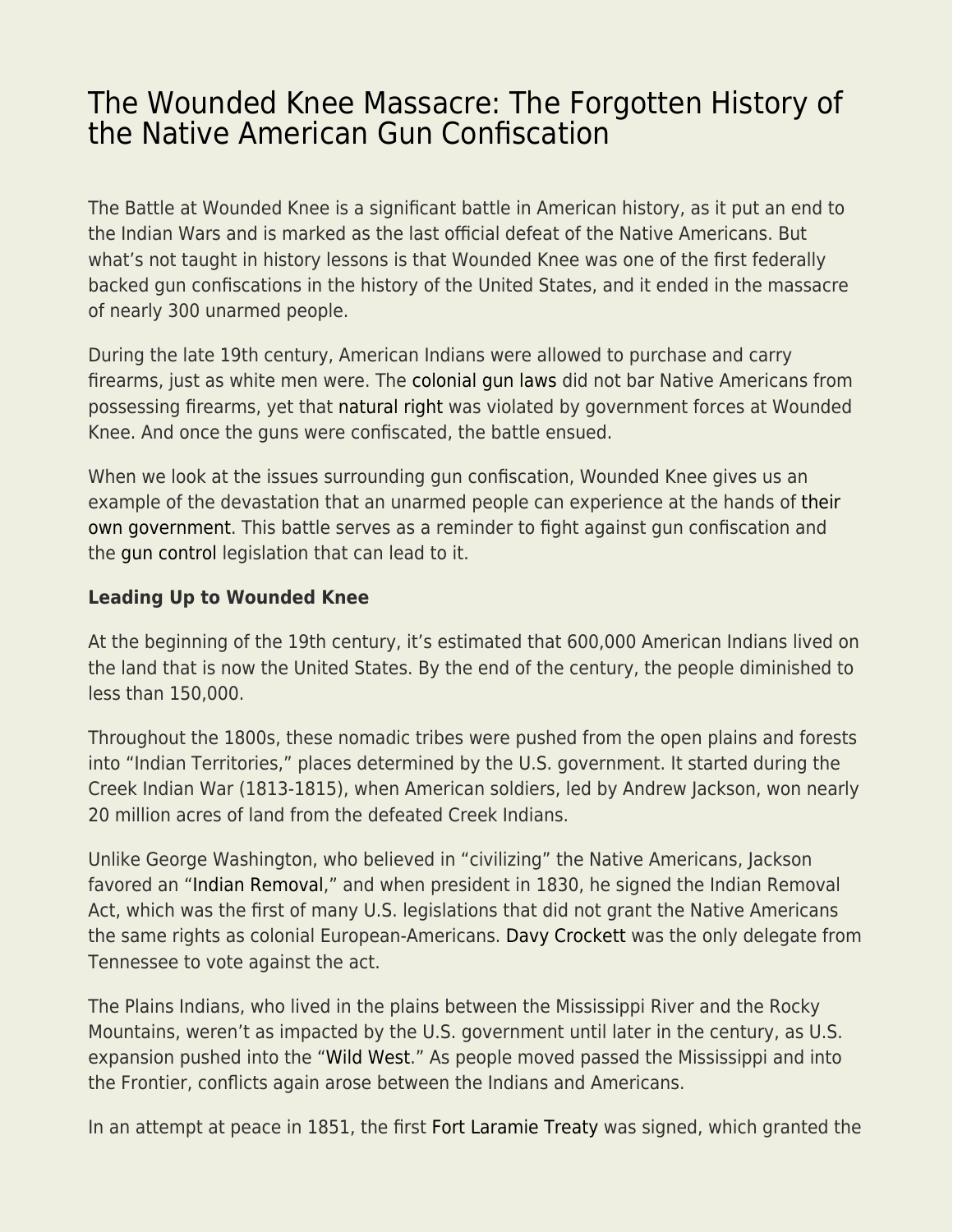# The Wounded Knee Massacre: The Forgotten History of the Native American Gun Confiscation

The Battle at Wounded Knee is a significant battle in American history, as it put an end to the Indian Wars and is marked as the last official defeat of the Native Americans. But what's not taught in history lessons is that Wounded Knee was one of the first federally backed gun confiscations in the history of the United States, and it ended in the massacre of nearly 300 unarmed people.

During the late 19th century, American Indians were allowed to purchase and carry firearms, just as white men were. The colonial gun laws did not bar Native Americans from possessing firearms, yet that natural right was violated by government forces at Wounded Knee. And once the guns were confiscated, the battle ensued.

When we look at the issues surrounding gun confiscation, Wounded Knee gives us an example of the devastation that an unarmed people can experience at the hands of their own government. This battle serves as a reminder to fight against gun confiscation and the gun control legislation that can lead to it.

**Leading Up to Wounded Knee**

At the beginning of the 19th century, it's estimated that 600,000 American Indians lived on the land that is now the United States. By the end of the century, the people diminished to less than 150,000.

Throughout the 1800s, these nomadic tribes were pushed from the open plains and forests into "Indian Territories," places determined by the U.S. government. It started during the Creek Indian War (1813-1815), when American soldiers, led by Andrew Jackson, won nearly 20 million acres of land from the defeated Creek Indians.

Unlike George Washington, who believed in "civilizing" the Native Americans, Jackson favored an "Indian Removal," and when president in 1830, he signed the Indian Removal Act, which was the first of many U.S. legislations that did not grant the Native Americans the same rights as colonial European-Americans. Davy Crockett was the only delegate from Tennessee to vote against the act.

The Plains Indians, who lived in the plains between the Mississippi River and the Rocky Mountains, weren't as impacted by the U.S. government until later in the century, as U.S. expansion pushed into the "Wild West." As people moved passed the Mississippi and into the Frontier, conflicts again arose between the Indians and Americans.

In an attempt at peace in 1851, the first Fort Laramie Treaty was signed, which granted the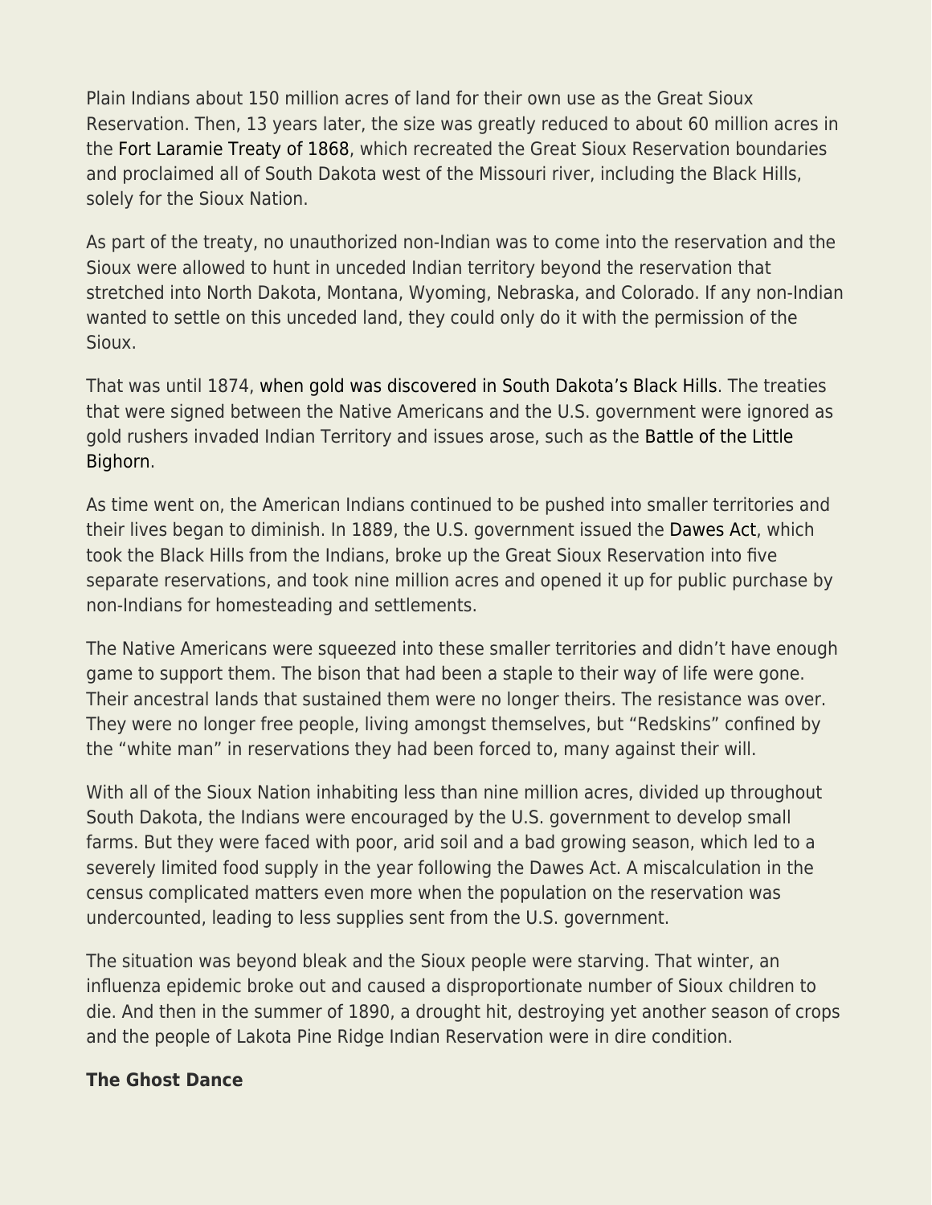Plain Indians about 150 million acres of land for their own use as the Great Sioux Reservation. Then, 13 years later, the size was greatly reduced to about 60 million acres in the Fort Laramie Treaty of 1868, which recreated the Great Sioux Reservation boundaries and proclaimed all of South Dakota west of the Missouri river, including the Black Hills, solely for the Sioux Nation.

As part of the treaty, no unauthorized non-Indian was to come into the reservation and the Sioux were allowed to hunt in unceded Indian territory beyond the reservation that stretched into North Dakota, Montana, Wyoming, Nebraska, and Colorado. If any non-Indian wanted to settle on this unceded land, they could only do it with the permission of the Sioux.

That was until 1874, when gold was discovered in South Dakota's Black Hills. The treaties that were signed between the Native Americans and the U.S. government were ignored as gold rushers invaded Indian Territory and issues arose, such as the Battle of the Little Bighorn.

As time went on, the American Indians continued to be pushed into smaller territories and their lives began to diminish. In 1889, the U.S. government issued the Dawes Act, which took the Black Hills from the Indians, broke up the Great Sioux Reservation into five separate reservations, and took nine million acres and opened it up for public purchase by non-Indians for homesteading and settlements.

The Native Americans were squeezed into these smaller territories and didn't have enough game to support them. The bison that had been a staple to their way of life were gone. Their ancestral lands that sustained them were no longer theirs. The resistance was over. They were no longer free people, living amongst themselves, but "Redskins" confined by the "white man" in reservations they had been forced to, many against their will.

With all of the Sioux Nation inhabiting less than nine million acres, divided up throughout South Dakota, the Indians were encouraged by the U.S. government to develop small farms. But they were faced with poor, arid soil and a bad growing season, which led to a severely limited food supply in the year following the Dawes Act. A miscalculation in the census complicated matters even more when the population on the reservation was undercounted, leading to less supplies sent from the U.S. government.

The situation was beyond bleak and the Sioux people were starving. That winter, an influenza epidemic broke out and caused a disproportionate number of Sioux children to die. And then in the summer of 1890, a drought hit, destroying yet another season of crops and the people of Lakota Pine Ridge Indian Reservation were in dire condition.

**The Ghost Dance**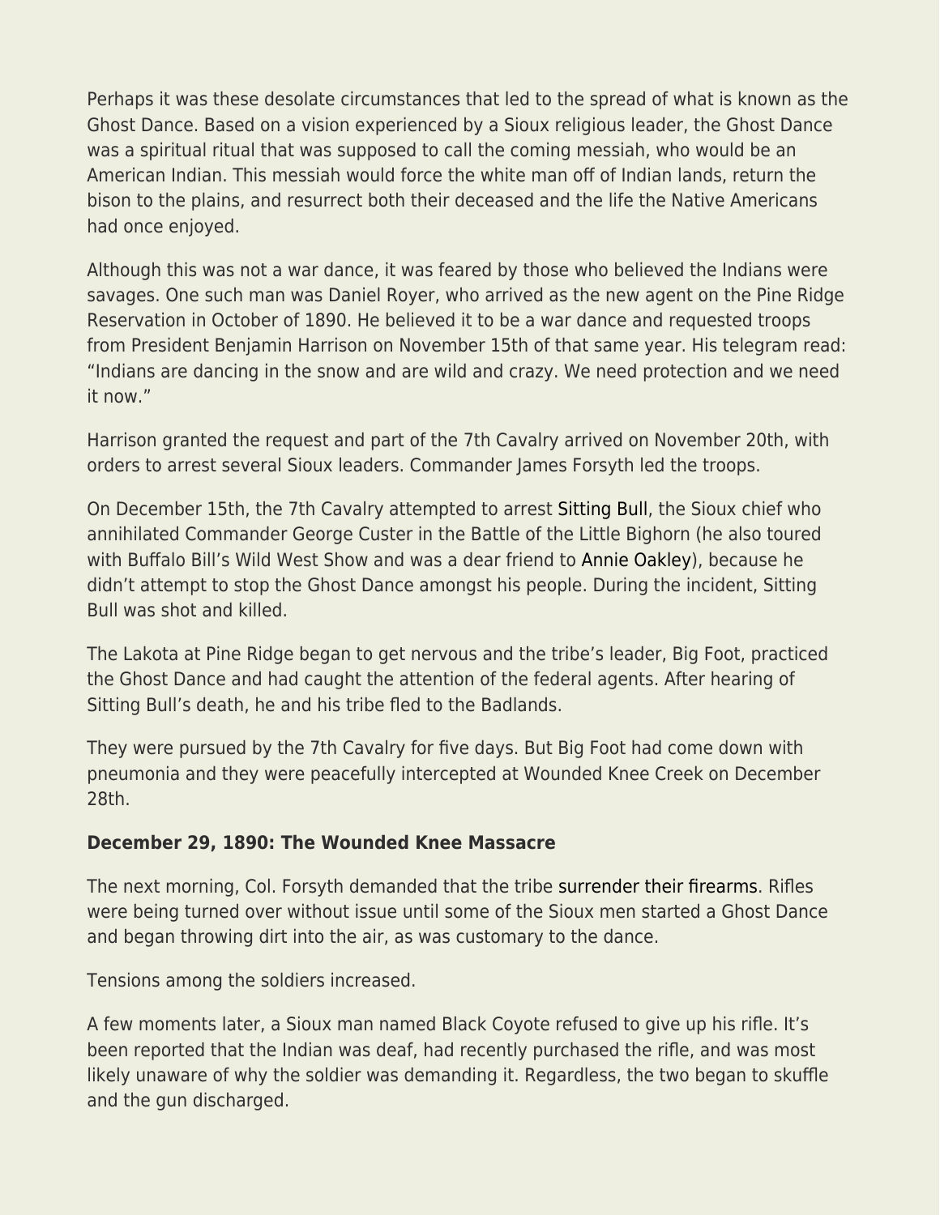Perhaps it was these desolate circumstances that led to the spread of what is known as the Ghost Dance. Based on a vision experienced by a Sioux religious leader, the Ghost Dance was a spiritual ritual that was supposed to call the coming messiah, who would be an American Indian. This messiah would force the white man off of Indian lands, return the bison to the plains, and resurrect both their deceased and the life the Native Americans had once enjoyed.

Although this was not a war dance, it was feared by those who believed the Indians were savages. One such man was Daniel Royer, who arrived as the new agent on the Pine Ridge Reservation in October of 1890. He believed it to be a war dance and requested troops from President Benjamin Harrison on November 15th of that same year. His telegram read: "Indians are dancing in the snow and are wild and crazy. We need protection and we need it now."

Harrison granted the request and part of the 7th Cavalry arrived on November 20th, with orders to arrest several Sioux leaders. Commander James Forsyth led the troops.

On December 15th, the 7th Cavalry attempted to arrest Sitting Bull, the Sioux chief who annihilated Commander George Custer in the Battle of the Little Bighorn (he also toured with Buffalo Bill's Wild West Show and was a dear friend to Annie Oakley), because he didn't attempt to stop the Ghost Dance amongst his people. During the incident, Sitting Bull was shot and killed.

The Lakota at Pine Ridge began to get nervous and the tribe's leader, Big Foot, practiced the Ghost Dance and had caught the attention of the federal agents. After hearing of Sitting Bull's death, he and his tribe fled to the Badlands.

They were pursued by the 7th Cavalry for five days. But Big Foot had come down with pneumonia and they were peacefully intercepted at Wounded Knee Creek on December 28th.

**December 29, 1890: The Wounded Knee Massacre**

The next morning, Col. Forsyth demanded that the tribe surrender their firearms. Rifles were being turned over without issue until some of the Sioux men started a Ghost Dance and began throwing dirt into the air, as was customary to the dance.

Tensions among the soldiers increased.

A few moments later, a Sioux man named Black Coyote refused to give up his rifle. It's been reported that the Indian was deaf, had recently purchased the rifle, and was most likely unaware of why the soldier was demanding it. Regardless, the two began to skuffle and the gun discharged.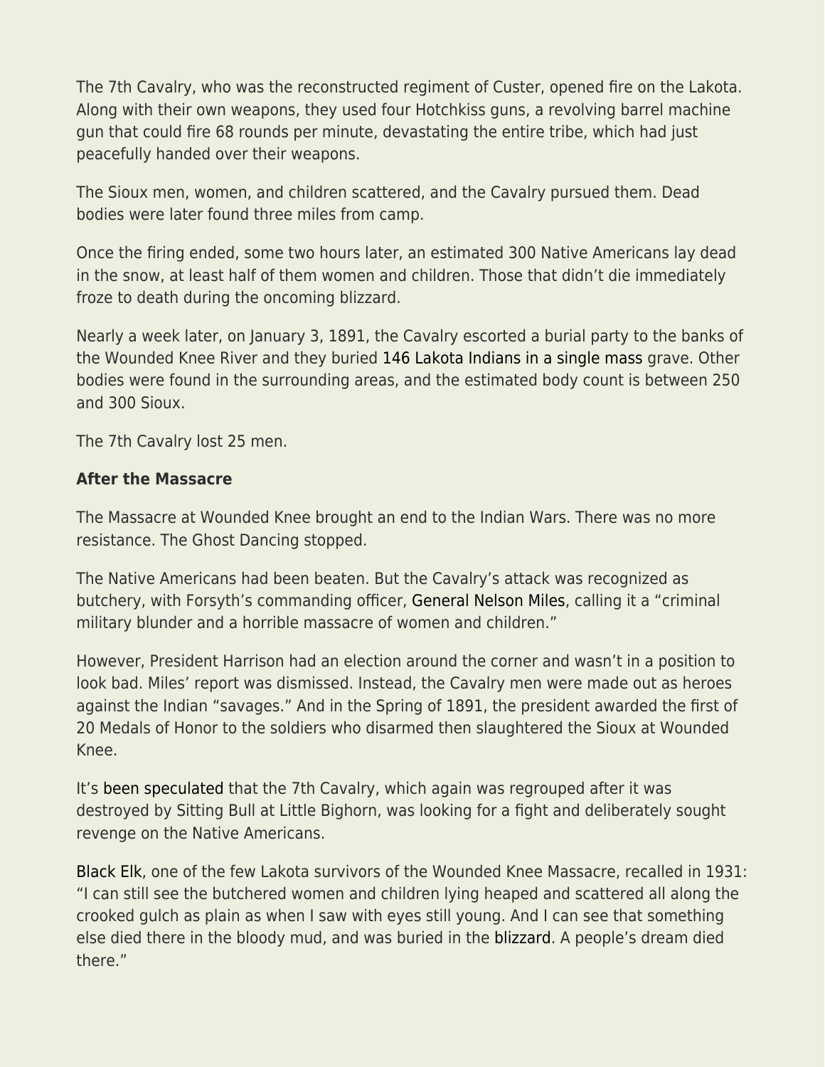The 7th Cavalry, who was the reconstructed regiment of Custer, opened fire on the Lakota. Along with their own weapons, they used four Hotchkiss guns, a revolving barrel machine gun that could fire 68 rounds per minute, devastating the entire tribe, which had just peacefully handed over their weapons.

The Sioux men, women, and children scattered, and the Cavalry pursued them. Dead bodies were later found three miles from camp.

Once the firing ended, some two hours later, an estimated 300 Native Americans lay dead in the snow, at least half of them women and children. Those that didn't die immediately froze to death during the oncoming blizzard.

Nearly a week later, on January 3, 1891, the Cavalry escorted a burial party to the banks of the Wounded Knee River and they buried 146 Lakota Indians in a single mass grave. Other bodies were found in the surrounding areas, and the estimated body count is between 250 and 300 Sioux.

The 7th Cavalry lost 25 men.

**After the Massacre**

The Massacre at Wounded Knee brought an end to the Indian Wars. There was no more resistance. The Ghost Dancing stopped.

The Native Americans had been beaten. But the Cavalry's attack was recognized as butchery, with Forsyth's commanding officer, General Nelson Miles, calling it a "criminal military blunder and a horrible massacre of women and children."

However, President Harrison had an election around the corner and wasn't in a position to look bad. Miles' report was dismissed. Instead, the Cavalry men were made out as heroes against the Indian "savages." And in the Spring of 1891, the president awarded the first of 20 Medals of Honor to the soldiers who disarmed then slaughtered the Sioux at Wounded Knee.

It's been speculated that the 7th Cavalry, which again was regrouped after it was destroyed by Sitting Bull at Little Bighorn, was looking for a fight and deliberately sought revenge on the Native Americans.

Black Elk, one of the few Lakota survivors of the Wounded Knee Massacre, recalled in 1931: "I can still see the butchered women and children lying heaped and scattered all along the crooked gulch as plain as when I saw with eyes still young. And I can see that something else died there in the bloody mud, and was buried in the blizzard. A people's dream died there."